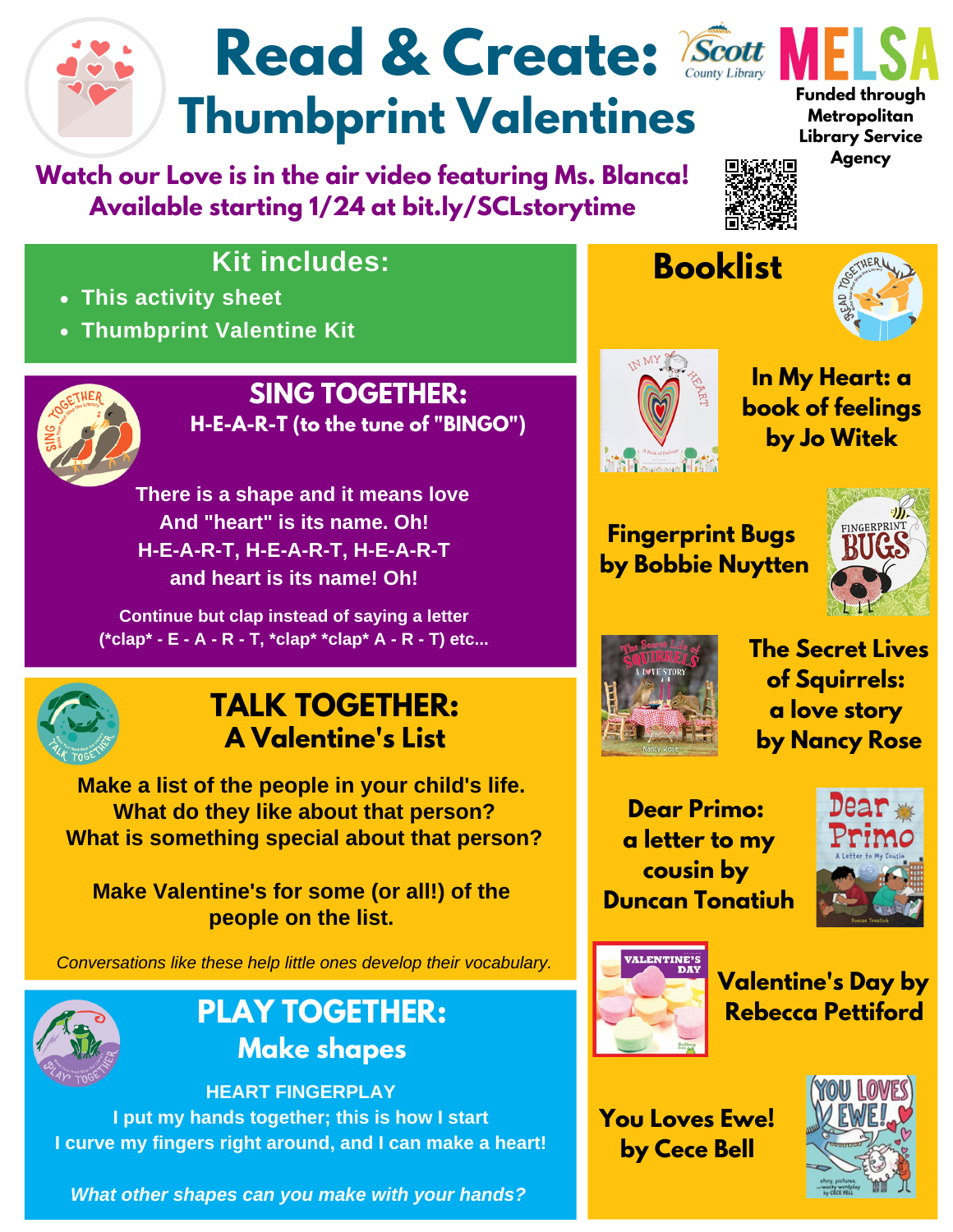# Read & Create: Thumbprint Valentines

Scott County Library | MELSA

Funded through Metropolitan Library Service Agency

**Watch our Love is in the air video featuring Ms. Blanca! Available starting 1/24 at bit.ly/SCLstorytime**

## Kit includes:

- This activity sheet
- Thumbprint Valentine Kit

## SING TOGETHER:

**H-E-A-R-T (to the tune of "BINGO")**

There is a shape and it means love
And "heart" is its name. Oh!
H-E-A-R-T, H-E-A-R-T, H-E-A-R-T
and heart is its name! Oh!

Continue but clap instead of saying a letter
(*clap* - E - A - R - T, *clap* *clap* A - R - T) etc...

## TALK TOGETHER:

### A Valentine's List

Make a list of the people in your child's life.
What do they like about that person?
What is something special about that person?

Make Valentine's for some (or all!) of the people on the list.

*Conversations like these help little ones develop their vocabulary.*

## PLAY TOGETHER:

### Make shapes

**HEART FINGERPLAY**

I put my hands together; this is how I start
I curve my fingers right around, and I can make a heart!

*What other shapes can you make with your hands?*

## Booklist

- **In My Heart: a book of feelings by Jo Witek**
- **Fingerprint Bugs by Bobbie Nuytten**
- **The Secret Lives of Squirrels: a love story by Nancy Rose**
- **Dear Primo: a letter to my cousin by Duncan Tonatiuh**
- **Valentine's Day by Rebecca Pettiford**
- **You Loves Ewe! by Cece Bell**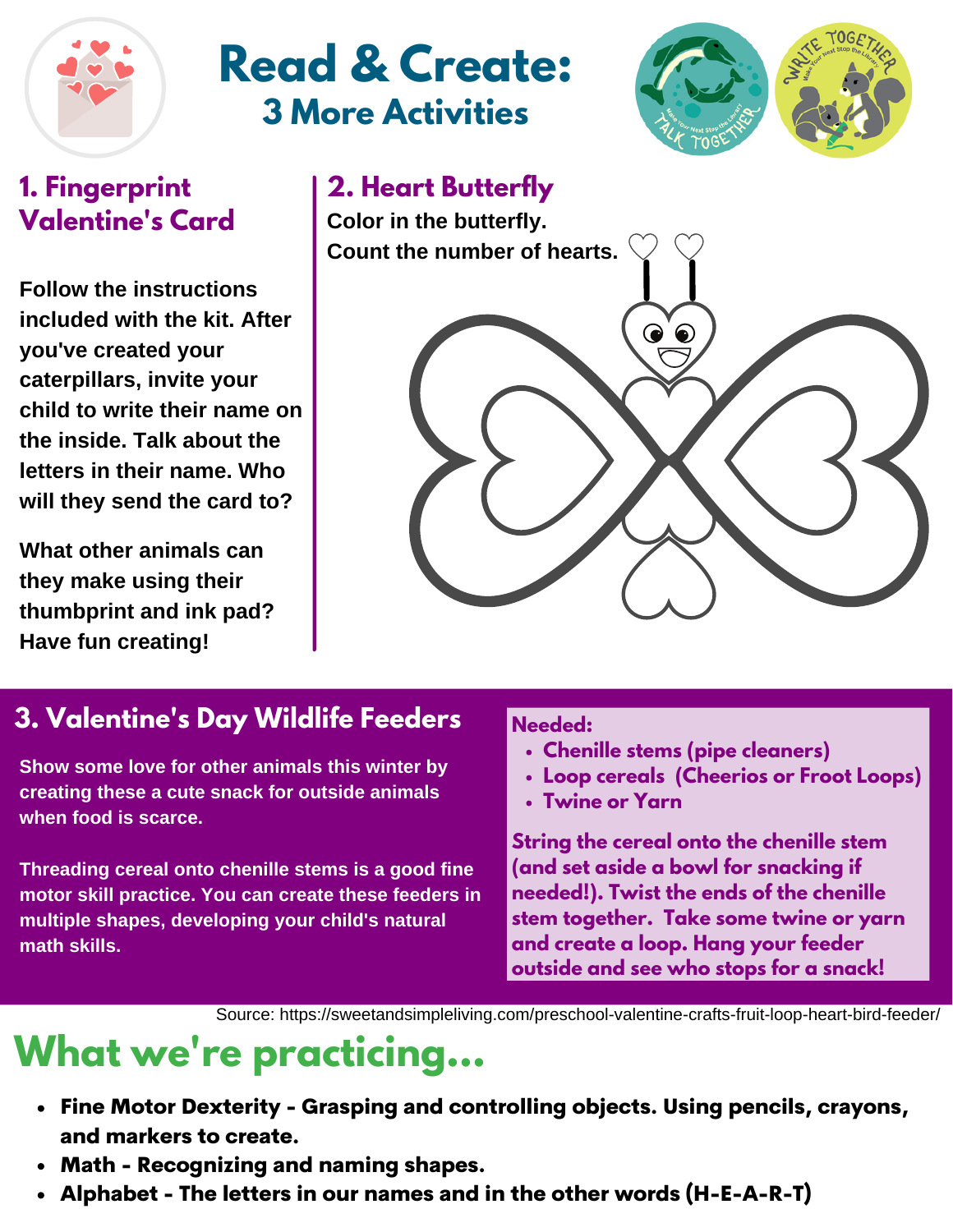# Read & Create:
## 3 More Activities

### 1. Fingerprint Valentine's Card

Follow the instructions included with the kit. After you've created your caterpillars, invite your child to write their name on the inside. Talk about the letters in their name. Who will they send the card to?

What other animals can they make using their thumbprint and ink pad? Have fun creating!

### 2. Heart Butterfly

Color in the butterfly.
Count the number of hearts.

### 3. Valentine's Day Wildlife Feeders

Show some love for other animals this winter by creating these a cute snack for outside animals when food is scarce.

Threading cereal onto chenille stems is a good fine motor skill practice. You can create these feeders in multiple shapes, developing your child's natural math skills.

**Needed:**

- Chenille stems (pipe cleaners)
- Loop cereals (Cheerios or Froot Loops)
- Twine or Yarn

String the cereal onto the chenille stem (and set aside a bowl for snacking if needed!). Twist the ends of the chenille stem together. Take some twine or yarn and create a loop. Hang your feeder outside and see who stops for a snack!

Source: https://sweetandsimpleliving.com/preschool-valentine-crafts-fruit-loop-heart-bird-feeder/

## What we're practicing...

- **Fine Motor Dexterity - Grasping and controlling objects. Using pencils, crayons, and markers to create.**
- **Math - Recognizing and naming shapes.**
- **Alphabet - The letters in our names and in the other words (H-E-A-R-T)**